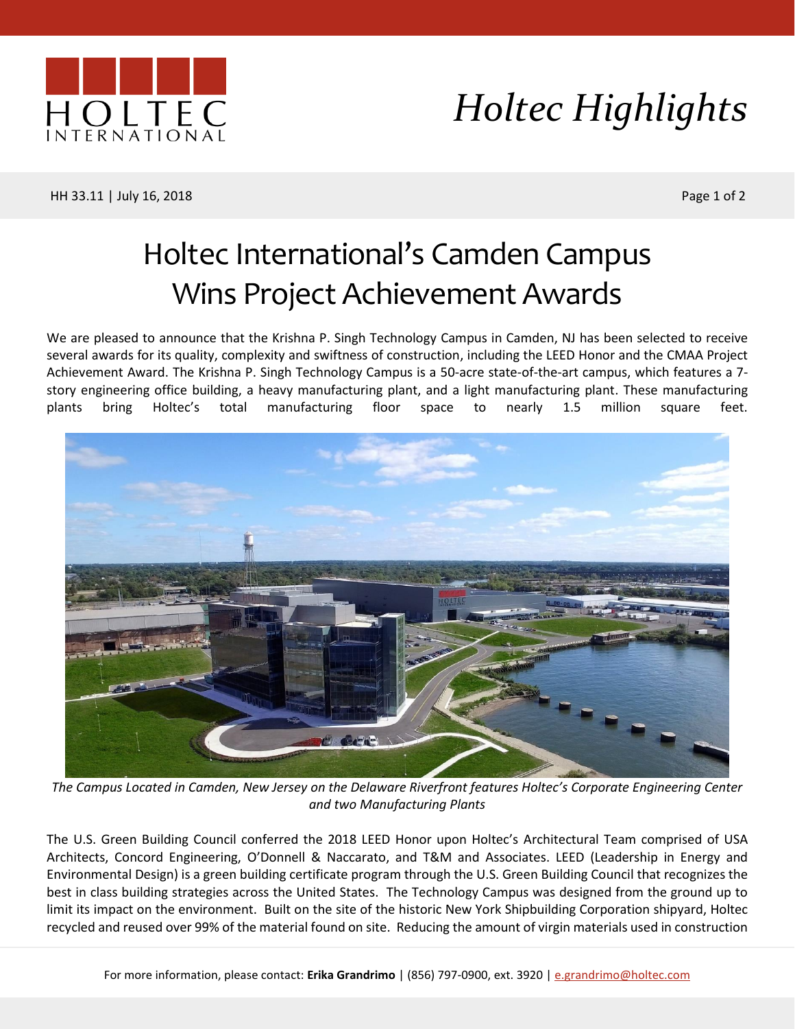# Holtec Highlights

HH 33.11 | July 16, 2018

# Holtec International's Camden Campus Wins Project Achievement Awards

We are pleased to announce that the Krishna P. Singh Technology Campus in Camden, NJ has been selected to receive several awards for its quality, complexity and swiftness of construction, including the LEED Honor and the CMAA Project Achievement Award. The Krishna P. Singh Technology Campus is a 50-acre state-of-the-art campus, which features a 7-story engineering office building, a heavy manufacturing plant, and a light manufacturing plant. These manufacturing plants bring Holtec's total manufacturing floor space to nearly 1.5 million square feet.

*The Campus Located in Camden, New Jersey on the Delaware Riverfront features Holtec's Corporate Engineering Center and two Manufacturing Plants*

The U.S. Green Building Council conferred the 2018 LEED Honor upon Holtec's Architectural Team comprised of USA Architects, Concord Engineering, O'Donnell & Naccarato, and T&M and Associates. LEED (Leadership in Energy and Environmental Design) is a green building certificate program through the U.S. Green Building Council that recognizes the best in class building strategies across the United States. The Technology Campus was designed from the ground up to limit its impact on the environment. Built on the site of the historic New York Shipbuilding Corporation shipyard, Holtec recycled and reused over 99% of the material found on site. Reducing the amount of virgin materials used in construction

For more information, please contact: **Erika Grandrimo** | (856) 797-0900, ext. 3920 | e.grandrimo@holtec.com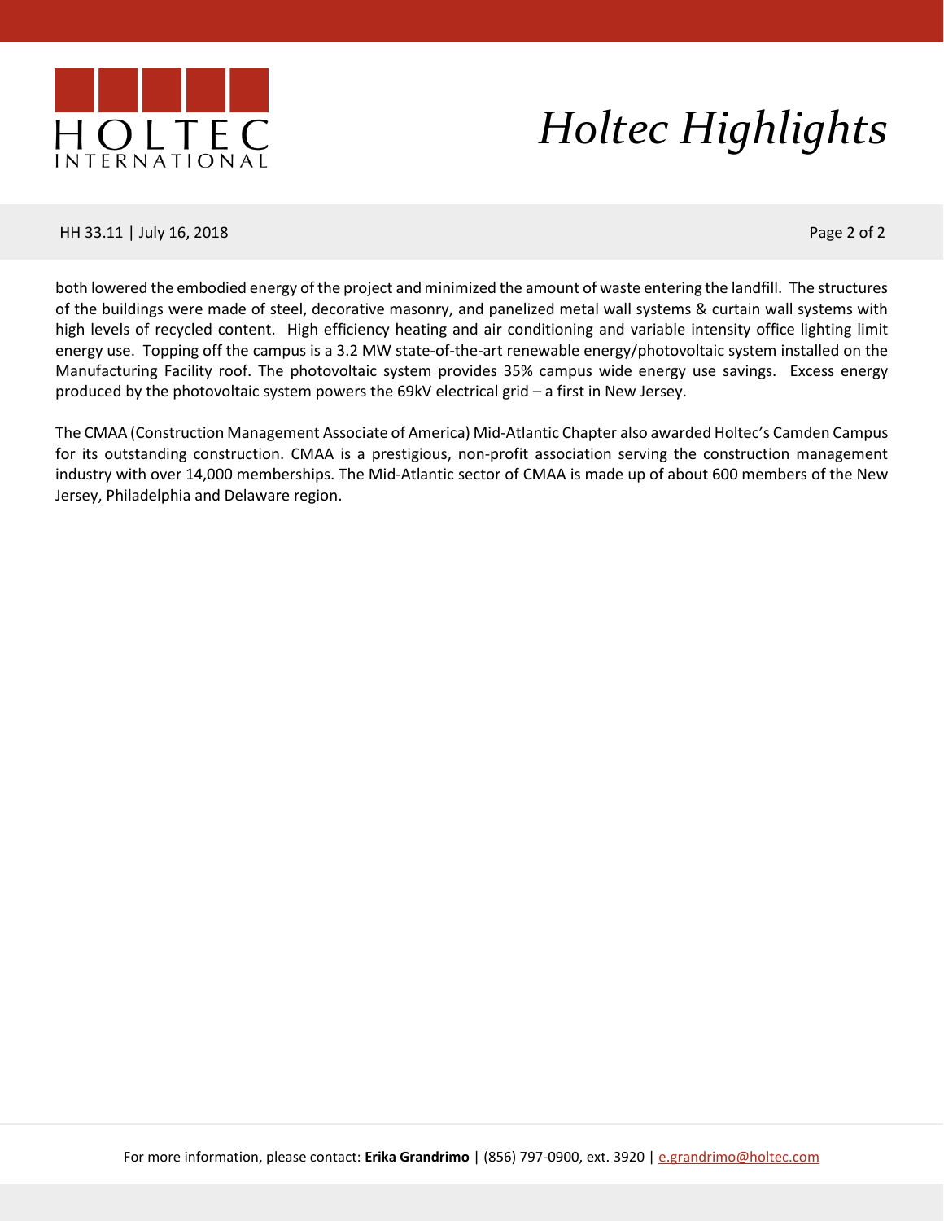both lowered the embodied energy of the project and minimized the amount of waste entering the landfill. The structures of the buildings were made of steel, decorative masonry, and panelized metal wall systems & curtain wall systems with high levels of recycled content. High efficiency heating and air conditioning and variable intensity office lighting limit energy use. Topping off the campus is a 3.2 MW state-of-the-art renewable energy/photovoltaic system installed on the Manufacturing Facility roof. The photovoltaic system provides 35% campus wide energy use savings. Excess energy produced by the photovoltaic system powers the 69kV electrical grid – a first in New Jersey.

The CMAA (Construction Management Associate of America) Mid-Atlantic Chapter also awarded Holtec's Camden Campus for its outstanding construction. CMAA is a prestigious, non-profit association serving the construction management industry with over 14,000 memberships. The Mid-Atlantic sector of CMAA is made up of about 600 members of the New Jersey, Philadelphia and Delaware region.

For more information, please contact: **Erika Grandrimo** | (856) 797-0900, ext. 3920 | e.grandrimo@holtec.com